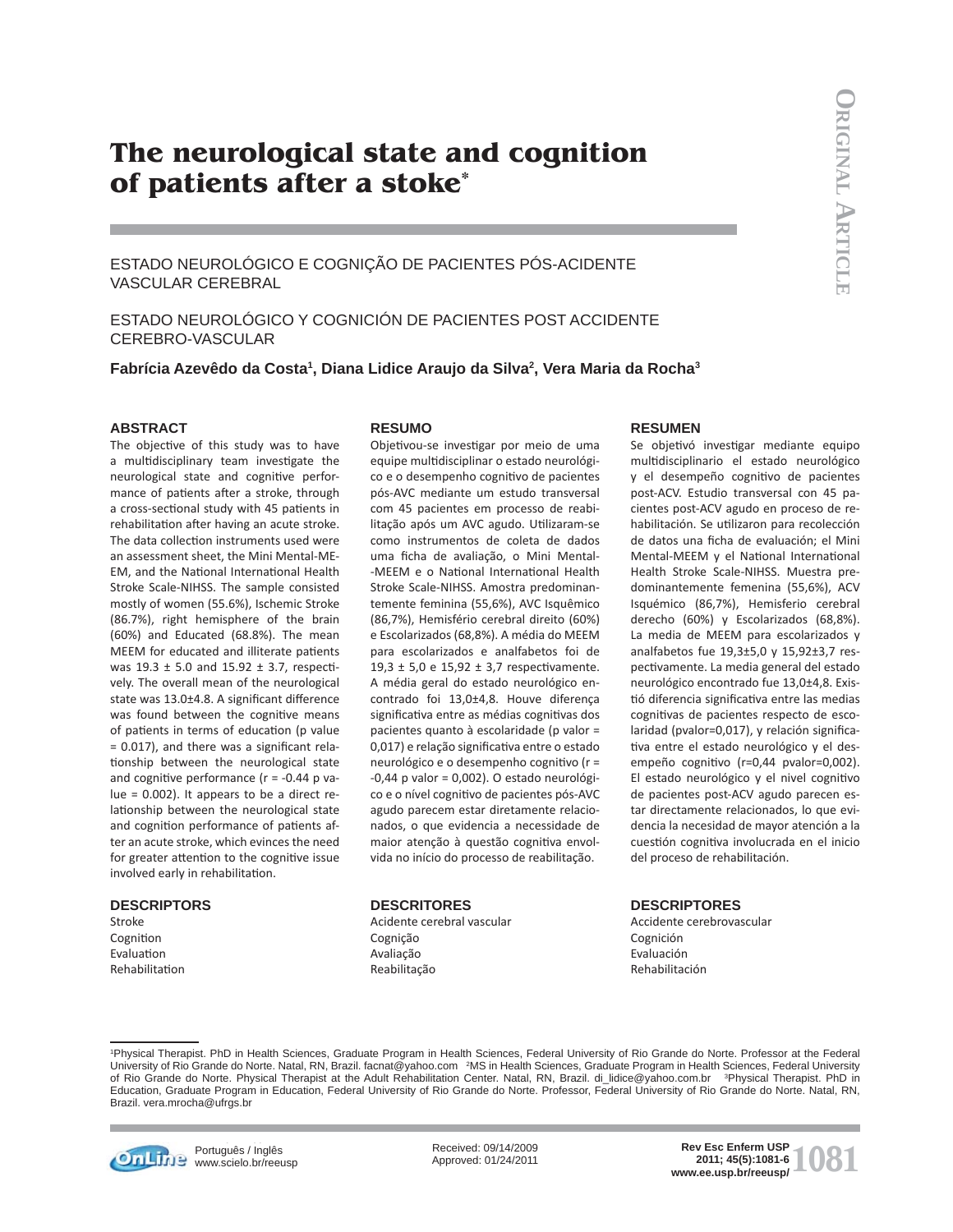# The neurological state and cognition of patients after a stoke*

ESTADO NEUROLÓGICO E COGNIÇÃO DE PACIENTES PÓS-ACIDENTE VASCULAR CEREBRAL

ESTADO NEUROLÓGICO Y COGNICIÓN DE PACIENTES POST ACCIDENTE CEREBRO-VASCULAR

**Fabrícia Azevêdo da Costa[1], Diana Lidice Araujo da Silva[2], Vera Maria da Rocha[3]**

## ABSTRACT

The objective of this study was to have a multidisciplinary team investigate the neurological state and cognitive performance of patients after a stroke, through a cross-sectional study with 45 patients in rehabilitation after having an acute stroke. The data collection instruments used were an assessment sheet, the Mini Mental-MEEM, and the National International Health Stroke Scale-NIHSS. The sample consisted mostly of women (55.6%), Ischemic Stroke (86.7%), right hemisphere of the brain (60%) and Educated (68.8%). The mean MEEM for educated and illiterate patients was 19.3 ± 5.0 and 15.92 ± 3.7, respectively. The overall mean of the neurological state was 13.0±4.8. A significant difference was found between the cognitive means of patients in terms of education (p value = 0.017), and there was a significant relationship between the neurological state and cognitive performance (r = -0.44 p value = 0.002). It appears to be a direct relationship between the neurological state and cognition performance of patients after an acute stroke, which evinces the need for greater attention to the cognitive issue involved early in rehabilitation.

## DESCRIPTORS

Stroke
Cognition
Evaluation
Rehabilitation

## RESUMO

Objetivou-se investigar por meio de uma equipe multidisciplinar o estado neurológico e o desempenho cognitivo de pacientes pós-AVC mediante um estudo transversal com 45 pacientes em processo de reabilitação após um AVC agudo. Utilizaram-se como instrumentos de coleta de dados uma ficha de avaliação, o Mini Mental--MEEM e o National International Health Stroke Scale-NIHSS. Amostra predominantemente feminina (55,6%), AVC Isquêmico (86,7%), Hemisfério cerebral direito (60%) e Escolarizados (68,8%). A média do MEEM para escolarizados e analfabetos foi de 19,3 ± 5,0 e 15,92 ± 3,7 respectivamente. A média geral do estado neurológico encontrado foi 13,0±4,8. Houve diferença significativa entre as médias cognitivas dos pacientes quanto à escolaridade (p valor = 0,017) e relação significativa entre o estado neurológico e o desempenho cognitivo (r = -0,44 p valor = 0,002). O estado neurológico e o nível cognitivo de pacientes pós-AVC agudo parecem estar diretamente relacionados, o que evidencia a necessidade de maior atenção à questão cognitiva envolvida no início do processo de reabilitação.

## DESCRITORES

Acidente cerebral vascular
Cognição
Avaliação
Reabilitação

## RESUMEN

Se objetivó investigar mediante equipo multidisciplinario el estado neurológico y el desempeño cognitivo de pacientes post-ACV. Estudio transversal con 45 pacientes post-ACV agudo en proceso de rehabilitación. Se utilizaron para recolección de datos una ficha de evaluación; el Mini Mental-MEEM y el National International Health Stroke Scale-NIHSS. Muestra predominantemente femenina (55,6%), ACV Isquémico (86,7%), Hemisferio cerebral derecho (60%) y Escolarizados (68,8%). La media de MEEM para escolarizados y analfabetos fue 19,3±5,0 y 15,92±3,7 respectivamente. La media general del estado neurológico encontrado fue 13,0±4,8. Existió diferencia significativa entre las medias cognitivas de pacientes respecto de escolaridad (pvalor=0,017), y relación significativa entre el estado neurológico y el desempeño cognitivo (r=0,44 pvalor=0,002). El estado neurológico y el nivel cognitivo de pacientes post-ACV agudo parecen estar directamente relacionados, lo que evidencia la necesidad de mayor atención a la cuestión cognitiva involucrada en el inicio del proceso de rehabilitación.

## DESCRIPTORES

Accidente cerebrovascular
Cognición
Evaluación
Rehabilitación

---

[1]Physical Therapist. PhD in Health Sciences, Graduate Program in Health Sciences, Federal University of Rio Grande do Norte. Professor at the Federal University of Rio Grande do Norte. Natal, RN, Brazil. facnat@yahoo.com [2]MS in Health Sciences, Graduate Program in Health Sciences, Federal University of Rio Grande do Norte. Physical Therapist at the Adult Rehabilitation Center. Natal, RN, Brazil. di_lidice@yahoo.com.br [3]Physical Therapist. PhD in Education, Graduate Program in Education, Federal University of Rio Grande do Norte. Professor, Federal University of Rio Grande do Norte. Natal, RN, Brazil. vera.mrocha@ufrgs.br

Received: 09/14/2009
Approved: 01/24/2011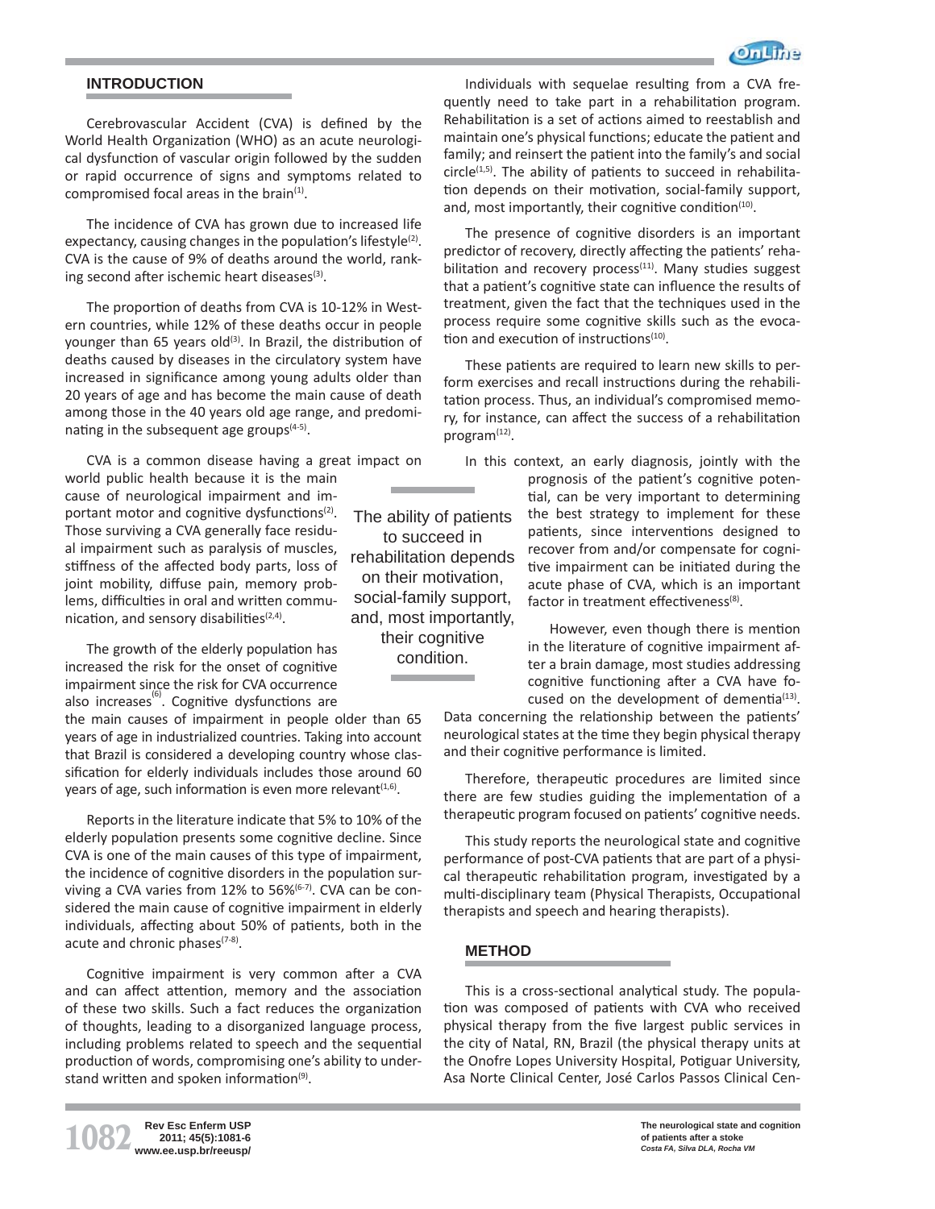## INTRODUCTION

Cerebrovascular Accident (CVA) is defined by the World Health Organization (WHO) as an acute neurological dysfunction of vascular origin followed by the sudden or rapid occurrence of signs and symptoms related to compromised focal areas in the brain[1].

The incidence of CVA has grown due to increased life expectancy, causing changes in the population's lifestyle[2]. CVA is the cause of 9% of deaths around the world, ranking second after ischemic heart diseases[3].

The proportion of deaths from CVA is 10-12% in Western countries, while 12% of these deaths occur in people younger than 65 years old[3]. In Brazil, the distribution of deaths caused by diseases in the circulatory system have increased in significance among young adults older than 20 years of age and has become the main cause of death among those in the 40 years old age range, and predominating in the subsequent age groups[4-5].

CVA is a common disease having a great impact on world public health because it is the main cause of neurological impairment and important motor and cognitive dysfunctions[2]. Those surviving a CVA generally face residual impairment such as paralysis of muscles, stiffness of the affected body parts, loss of joint mobility, diffuse pain, memory problems, difficulties in oral and written communication, and sensory disabilities[2,4].

The growth of the elderly population has increased the risk for the onset of cognitive impairment since the risk for CVA occurrence also increases[6]. Cognitive dysfunctions are the main causes of impairment in people older than 65 years of age in industrialized countries. Taking into account that Brazil is considered a developing country whose classification for elderly individuals includes those around 60 years of age, such information is even more relevant[1,6].

Reports in the literature indicate that 5% to 10% of the elderly population presents some cognitive decline. Since CVA is one of the main causes of this type of impairment, the incidence of cognitive disorders in the population surviving a CVA varies from 12% to 56%[6-7]. CVA can be considered the main cause of cognitive impairment in elderly individuals, affecting about 50% of patients, both in the acute and chronic phases[7-8].

Cognitive impairment is very common after a CVA and can affect attention, memory and the association of these two skills. Such a fact reduces the organization of thoughts, leading to a disorganized language process, including problems related to speech and the sequential production of words, compromising one's ability to understand written and spoken information[9].

Individuals with sequelae resulting from a CVA frequently need to take part in a rehabilitation program. Rehabilitation is a set of actions aimed to reestablish and maintain one's physical functions; educate the patient and family; and reinsert the patient into the family's and social circle[1,5]. The ability of patients to succeed in rehabilitation depends on their motivation, social-family support, and, most importantly, their cognitive condition[10].

The presence of cognitive disorders is an important predictor of recovery, directly affecting the patients' rehabilitation and recovery process[11]. Many studies suggest that a patient's cognitive state can influence the results of treatment, given the fact that the techniques used in the process require some cognitive skills such as the evocation and execution of instructions[10].

These patients are required to learn new skills to perform exercises and recall instructions during the rehabilitation process. Thus, an individual's compromised memory, for instance, can affect the success of a rehabilitation program[12].

In this context, an early diagnosis, jointly with the prognosis of the patient's cognitive potential, can be very important to determining the best strategy to implement for these patients, since interventions designed to recover from and/or compensate for cognitive impairment can be initiated during the acute phase of CVA, which is an important factor in treatment effectiveness[8].

However, even though there is mention in the literature of cognitive impairment after a brain damage, most studies addressing cognitive functioning after a CVA have focused on the development of dementia[13]. Data concerning the relationship between the patients' neurological states at the time they begin physical therapy and their cognitive performance is limited.

Therefore, therapeutic procedures are limited since there are few studies guiding the implementation of a therapeutic program focused on patients' cognitive needs.

This study reports the neurological state and cognitive performance of post-CVA patients that are part of a physical therapeutic rehabilitation program, investigated by a multi-disciplinary team (Physical Therapists, Occupational therapists and speech and hearing therapists).

## METHOD

This is a cross-sectional analytical study. The population was composed of patients with CVA who received physical therapy from the five largest public services in the city of Natal, RN, Brazil (the physical therapy units at the Onofre Lopes University Hospital, Potiguar University, Asa Norte Clinical Center, José Carlos Passos Clinical Cen-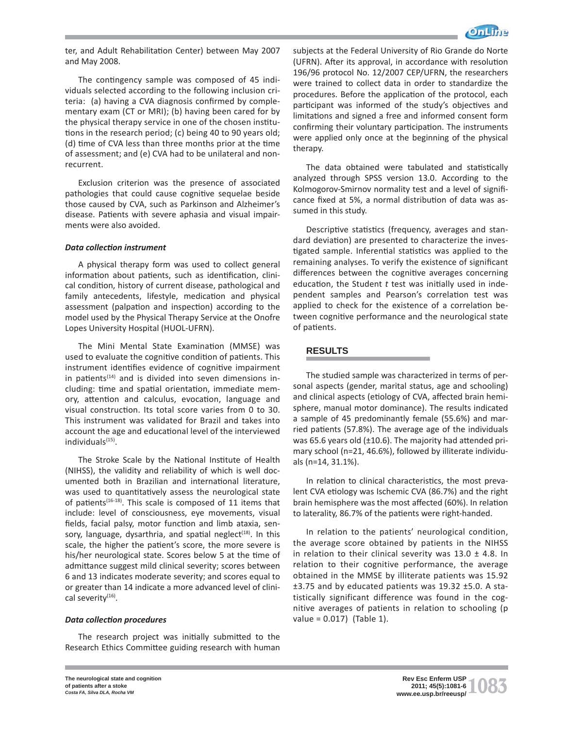ter, and Adult Rehabilitation Center) between May 2007 and May 2008.

The contingency sample was composed of 45 individuals selected according to the following inclusion criteria: (a) having a CVA diagnosis confirmed by complementary exam (CT or MRI); (b) having been cared for by the physical therapy service in one of the chosen institutions in the research period; (c) being 40 to 90 years old; (d) time of CVA less than three months prior at the time of assessment; and (e) CVA had to be unilateral and non-recurrent.

Exclusion criterion was the presence of associated pathologies that could cause cognitive sequelae beside those caused by CVA, such as Parkinson and Alzheimer's disease. Patients with severe aphasia and visual impairments were also avoided.

### *Data collection instrument*

A physical therapy form was used to collect general information about patients, such as identification, clinical condition, history of current disease, pathological and family antecedents, lifestyle, medication and physical assessment (palpation and inspection) according to the model used by the Physical Therapy Service at the Onofre Lopes University Hospital (HUOL-UFRN).

The Mini Mental State Examination (MMSE) was used to evaluate the cognitive condition of patients. This instrument identifies evidence of cognitive impairment in patients[14] and is divided into seven dimensions including: time and spatial orientation, immediate memory, attention and calculus, evocation, language and visual construction. Its total score varies from 0 to 30. This instrument was validated for Brazil and takes into account the age and educational level of the interviewed individuals[15].

The Stroke Scale by the National Institute of Health (NIHSS), the validity and reliability of which is well documented both in Brazilian and international literature, was used to quantitatively assess the neurological state of patients[16-18]. This scale is composed of 11 items that include: level of consciousness, eye movements, visual fields, facial palsy, motor function and limb ataxia, sensory, language, dysarthria, and spatial neglect[18]. In this scale, the higher the patient's score, the more severe is his/her neurological state. Scores below 5 at the time of admittance suggest mild clinical severity; scores between 6 and 13 indicates moderate severity; and scores equal to or greater than 14 indicate a more advanced level of clinical severity[16].

### *Data collection procedures*

The research project was initially submitted to the Research Ethics Committee guiding research with human subjects at the Federal University of Rio Grande do Norte (UFRN). After its approval, in accordance with resolution 196/96 protocol No. 12/2007 CEP/UFRN, the researchers were trained to collect data in order to standardize the procedures. Before the application of the protocol, each participant was informed of the study's objectives and limitations and signed a free and informed consent form confirming their voluntary participation. The instruments were applied only once at the beginning of the physical therapy.

The data obtained were tabulated and statistically analyzed through SPSS version 13.0. According to the Kolmogorov-Smirnov normality test and a level of significance fixed at 5%, a normal distribution of data was assumed in this study.

Descriptive statistics (frequency, averages and standard deviation) are presented to characterize the investigated sample. Inferential statistics was applied to the remaining analyses. To verify the existence of significant differences between the cognitive averages concerning education, the Student *t* test was initially used in independent samples and Pearson's correlation test was applied to check for the existence of a correlation between cognitive performance and the neurological state of patients.

## RESULTS

The studied sample was characterized in terms of personal aspects (gender, marital status, age and schooling) and clinical aspects (etiology of CVA, affected brain hemisphere, manual motor dominance). The results indicated a sample of 45 predominantly female (55.6%) and married patients (57.8%). The average age of the individuals was 65.6 years old (±10.6). The majority had attended primary school (n=21, 46.6%), followed by illiterate individuals (n=14, 31.1%).

In relation to clinical characteristics, the most prevalent CVA etiology was Ischemic CVA (86.7%) and the right brain hemisphere was the most affected (60%). In relation to laterality, 86.7% of the patients were right-handed.

In relation to the patients' neurological condition, the average score obtained by patients in the NIHSS in relation to their clinical severity was 13.0 ± 4.8. In relation to their cognitive performance, the average obtained in the MMSE by illiterate patients was 15.92 ±3.75 and by educated patients was 19.32 ±5.0. A statistically significant difference was found in the cognitive averages of patients in relation to schooling (p value = 0.017) (Table 1).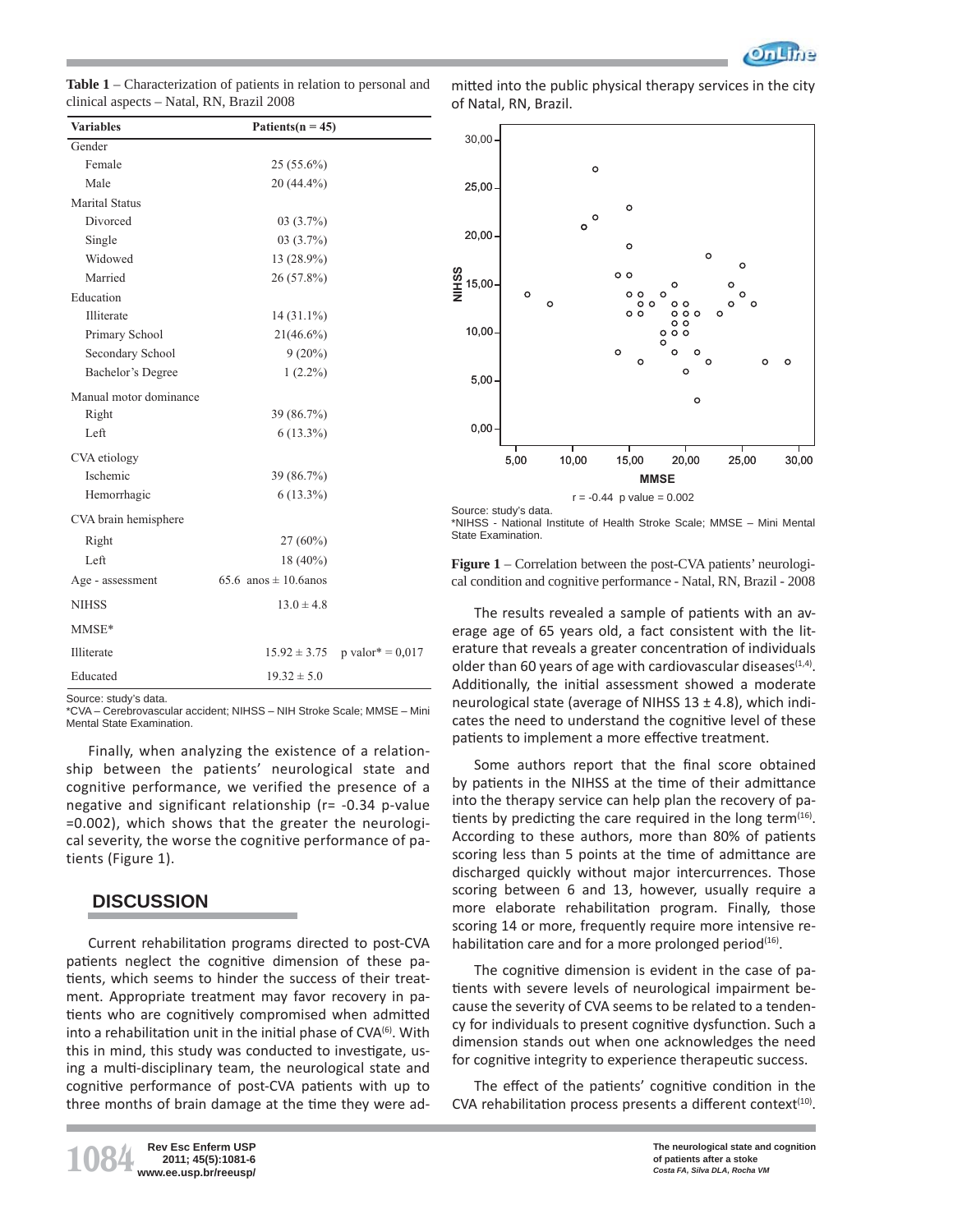**Table 1** – Characterization of patients in relation to personal and clinical aspects – Natal, RN, Brazil 2008

| Variables | Patients(n = 45) | |
|---|---|---|
| Gender | | |
| Female | 25 (55.6%) | |
| Male | 20 (44.4%) | |
| Marital Status | | |
| Divorced | 03 (3.7%) | |
| Single | 03 (3.7%) | |
| Widowed | 13 (28.9%) | |
| Married | 26 (57.8%) | |
| Education | | |
| Illiterate | 14 (31.1%) | |
| Primary School | 21(46.6%) | |
| Secondary School | 9 (20%) | |
| Bachelor's Degree | 1 (2.2%) | |
| Manual motor dominance | | |
| Right | 39 (86.7%) | |
| Left | 6 (13.3%) | |
| CVA etiology | | |
| Ischemic | 39 (86.7%) | |
| Hemorrhagic | 6 (13.3%) | |
| CVA brain hemisphere | | |
| Right | 27 (60%) | |
| Left | 18 (40%) | |
| Age - assessment | 65.6 anos ± 10.6anos | |
| NIHSS | 13.0 ± 4.8 | |
| MMSE* | | |
| Illiterate | 15.92 ± 3.75 | p valor* = 0,017 |
| Educated | 19.32 ± 5.0 | |

Source: study's data.
*CVA – Cerebrovascular accident; NIHSS – NIH Stroke Scale; MMSE – Mini Mental State Examination.

Finally, when analyzing the existence of a relationship between the patients' neurological state and cognitive performance, we verified the presence of a negative and significant relationship (r= -0.34 p-value =0.002), which shows that the greater the neurological severity, the worse the cognitive performance of patients (Figure 1).

## DISCUSSION

Current rehabilitation programs directed to post-CVA patients neglect the cognitive dimension of these patients, which seems to hinder the success of their treatment. Appropriate treatment may favor recovery in patients who are cognitively compromised when admitted into a rehabilitation unit in the initial phase of CVA[6]. With this in mind, this study was conducted to investigate, using a multi-disciplinary team, the neurological state and cognitive performance of post-CVA patients with up to three months of brain damage at the time they were admitted into the public physical therapy services in the city of Natal, RN, Brazil.

r = -0.44 p value = 0.002

Source: study's data.
*NIHSS - National Institute of Health Stroke Scale; MMSE – Mini Mental State Examination.

**Figure 1** – Correlation between the post-CVA patients' neurological condition and cognitive performance - Natal, RN, Brazil - 2008

The results revealed a sample of patients with an average age of 65 years old, a fact consistent with the literature that reveals a greater concentration of individuals older than 60 years of age with cardiovascular diseases[1,4]. Additionally, the initial assessment showed a moderate neurological state (average of NIHSS 13 ± 4.8), which indicates the need to understand the cognitive level of these patients to implement a more effective treatment.

Some authors report that the final score obtained by patients in the NIHSS at the time of their admittance into the therapy service can help plan the recovery of patients by predicting the care required in the long term[16]. According to these authors, more than 80% of patients scoring less than 5 points at the time of admittance are discharged quickly without major intercurrences. Those scoring between 6 and 13, however, usually require a more elaborate rehabilitation program. Finally, those scoring 14 or more, frequently require more intensive rehabilitation care and for a more prolonged period[16].

The cognitive dimension is evident in the case of patients with severe levels of neurological impairment because the severity of CVA seems to be related to a tendency for individuals to present cognitive dysfunction. Such a dimension stands out when one acknowledges the need for cognitive integrity to experience therapeutic success.

The effect of the patients' cognitive condition in the CVA rehabilitation process presents a different context[10].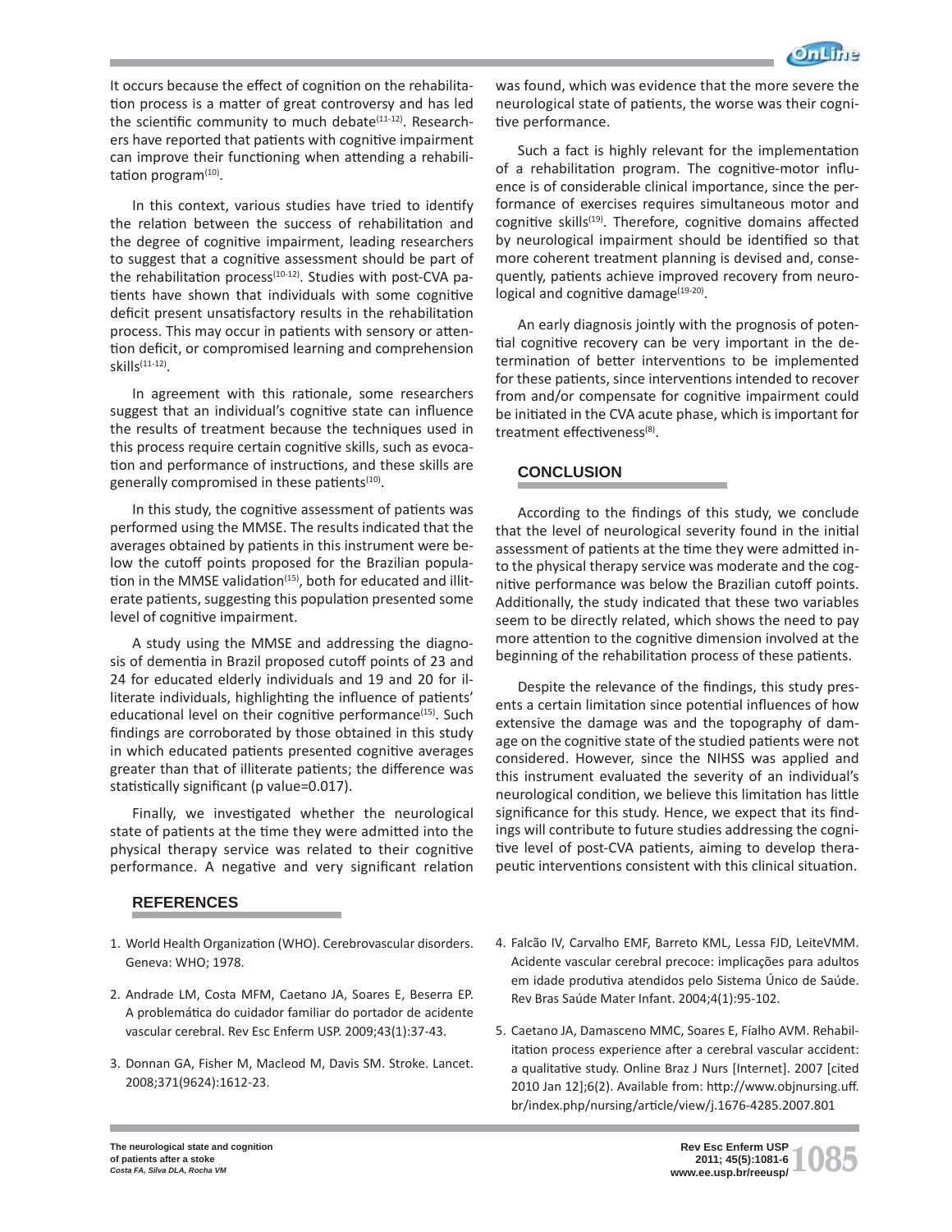It occurs because the effect of cognition on the rehabilitation process is a matter of great controversy and has led the scientific community to much debate[11-12]. Researchers have reported that patients with cognitive impairment can improve their functioning when attending a rehabilitation program[10].

In this context, various studies have tried to identify the relation between the success of rehabilitation and the degree of cognitive impairment, leading researchers to suggest that a cognitive assessment should be part of the rehabilitation process[10-12]. Studies with post-CVA patients have shown that individuals with some cognitive deficit present unsatisfactory results in the rehabilitation process. This may occur in patients with sensory or attention deficit, or compromised learning and comprehension skills[11-12].

In agreement with this rationale, some researchers suggest that an individual's cognitive state can influence the results of treatment because the techniques used in this process require certain cognitive skills, such as evocation and performance of instructions, and these skills are generally compromised in these patients[10].

In this study, the cognitive assessment of patients was performed using the MMSE. The results indicated that the averages obtained by patients in this instrument were below the cutoff points proposed for the Brazilian population in the MMSE validation[15], both for educated and illiterate patients, suggesting this population presented some level of cognitive impairment.

A study using the MMSE and addressing the diagnosis of dementia in Brazil proposed cutoff points of 23 and 24 for educated elderly individuals and 19 and 20 for illiterate individuals, highlighting the influence of patients' educational level on their cognitive performance[15]. Such findings are corroborated by those obtained in this study in which educated patients presented cognitive averages greater than that of illiterate patients; the difference was statistically significant (p value=0.017).

Finally, we investigated whether the neurological state of patients at the time they were admitted into the physical therapy service was related to their cognitive performance. A negative and very significant relation was found, which was evidence that the more severe the neurological state of patients, the worse was their cognitive performance.

Such a fact is highly relevant for the implementation of a rehabilitation program. The cognitive-motor influence is of considerable clinical importance, since the performance of exercises requires simultaneous motor and cognitive skills[19]. Therefore, cognitive domains affected by neurological impairment should be identified so that more coherent treatment planning is devised and, consequently, patients achieve improved recovery from neurological and cognitive damage[19-20].

An early diagnosis jointly with the prognosis of potential cognitive recovery can be very important in the determination of better interventions to be implemented for these patients, since interventions intended to recover from and/or compensate for cognitive impairment could be initiated in the CVA acute phase, which is important for treatment effectiveness[8].

## CONCLUSION

According to the findings of this study, we conclude that the level of neurological severity found in the initial assessment of patients at the time they were admitted into the physical therapy service was moderate and the cognitive performance was below the Brazilian cutoff points. Additionally, the study indicated that these two variables seem to be directly related, which shows the need to pay more attention to the cognitive dimension involved at the beginning of the rehabilitation process of these patients.

Despite the relevance of the findings, this study presents a certain limitation since potential influences of how extensive the damage was and the topography of damage on the cognitive state of the studied patients were not considered. However, since the NIHSS was applied and this instrument evaluated the severity of an individual's neurological condition, we believe this limitation has little significance for this study. Hence, we expect that its findings will contribute to future studies addressing the cognitive level of post-CVA patients, aiming to develop therapeutic interventions consistent with this clinical situation.

## REFERENCES

1. World Health Organization (WHO). Cerebrovascular disorders. Geneva: WHO; 1978.
2. Andrade LM, Costa MFM, Caetano JA, Soares E, Beserra EP. A problemática do cuidador familiar do portador de acidente vascular cerebral. Rev Esc Enferm USP. 2009;43(1):37-43.
3. Donnan GA, Fisher M, Macleod M, Davis SM. Stroke. Lancet. 2008;371(9624):1612-23.
4. Falcão IV, Carvalho EMF, Barreto KML, Lessa FJD, LeiteVMM. Acidente vascular cerebral precoce: implicações para adultos em idade produtiva atendidos pelo Sistema Único de Saúde. Rev Bras Saúde Mater Infant. 2004;4(1):95-102.
5. Caetano JA, Damasceno MMC, Soares E, Fíalho AVM. Rehabilitation process experience after a cerebral vascular accident: a qualitative study. Online Braz J Nurs [Internet]. 2007 [cited 2010 Jan 12];6(2). Available from: http://www.objnursing.uff.br/index.php/nursing/article/view/j.1676-4285.2007.801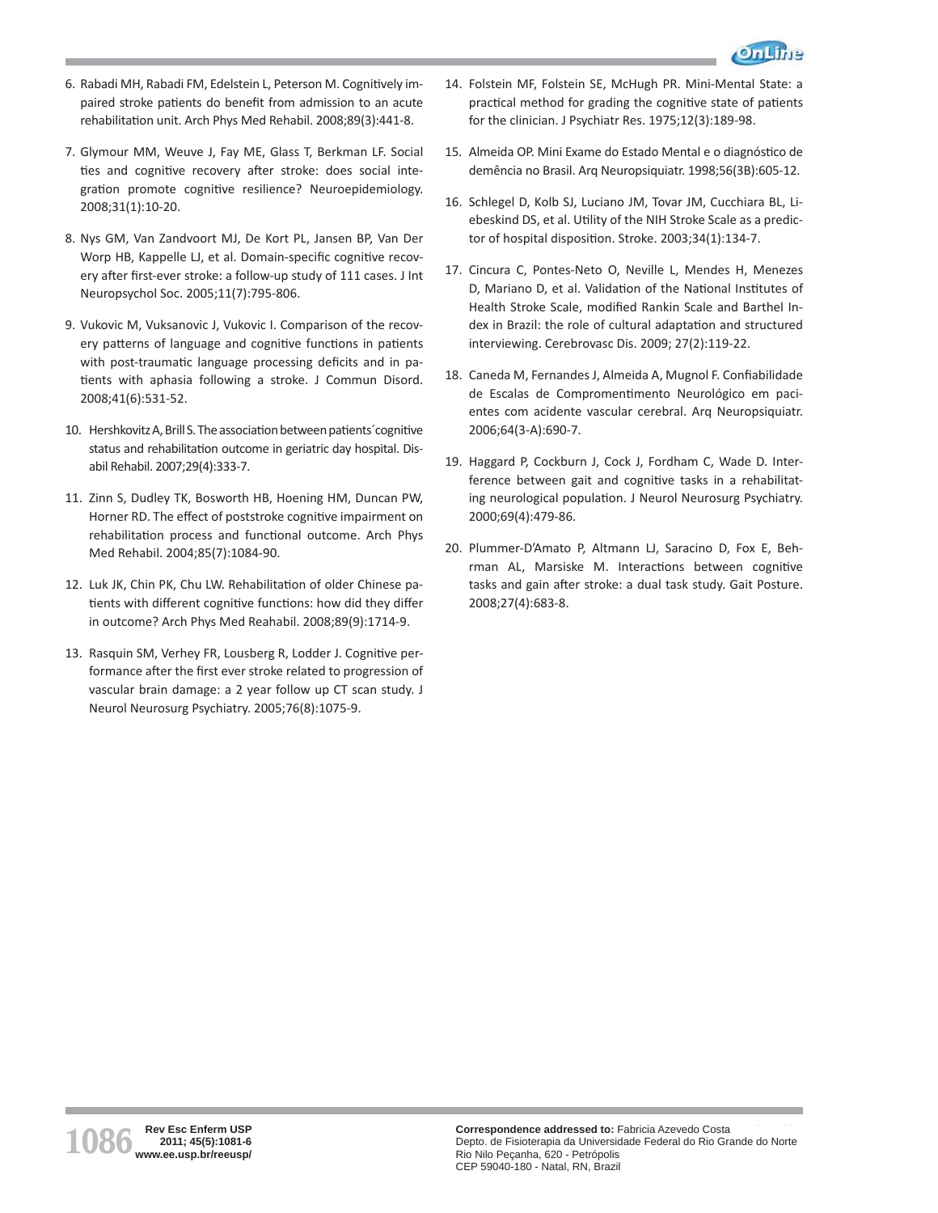6. Rabadi MH, Rabadi FM, Edelstein L, Peterson M. Cognitively impaired stroke patients do benefit from admission to an acute rehabilitation unit. Arch Phys Med Rehabil. 2008;89(3):441-8.

7. Glymour MM, Weuve J, Fay ME, Glass T, Berkman LF. Social ties and cognitive recovery after stroke: does social integration promote cognitive resilience? Neuroepidemiology. 2008;31(1):10-20.

8. Nys GM, Van Zandvoort MJ, De Kort PL, Jansen BP, Van Der Worp HB, Kappelle LJ, et al. Domain-specific cognitive recovery after first-ever stroke: a follow-up study of 111 cases. J Int Neuropsychol Soc. 2005;11(7):795-806.

9. Vukovic M, Vuksanovic J, Vukovic I. Comparison of the recovery patterns of language and cognitive functions in patients with post-traumatic language processing deficits and in patients with aphasia following a stroke. J Commun Disord. 2008;41(6):531-52.

10. Hershkovitz A, Brill S. The association between patients´cognitive status and rehabilitation outcome in geriatric day hospital. Disabil Rehabil. 2007;29(4):333-7.

11. Zinn S, Dudley TK, Bosworth HB, Hoening HM, Duncan PW, Horner RD. The effect of poststroke cognitive impairment on rehabilitation process and functional outcome. Arch Phys Med Rehabil. 2004;85(7):1084-90.

12. Luk JK, Chin PK, Chu LW. Rehabilitation of older Chinese patients with different cognitive functions: how did they differ in outcome? Arch Phys Med Reahabil. 2008;89(9):1714-9.

13. Rasquin SM, Verhey FR, Lousberg R, Lodder J. Cognitive performance after the first ever stroke related to progression of vascular brain damage: a 2 year follow up CT scan study. J Neurol Neurosurg Psychiatry. 2005;76(8):1075-9.

14. Folstein MF, Folstein SE, McHugh PR. Mini-Mental State: a practical method for grading the cognitive state of patients for the clinician. J Psychiatr Res. 1975;12(3):189-98.

15. Almeida OP. Mini Exame do Estado Mental e o diagnóstico de demência no Brasil. Arq Neuropsiquiatr. 1998;56(3B):605-12.

16. Schlegel D, Kolb SJ, Luciano JM, Tovar JM, Cucchiara BL, Liebeskind DS, et al. Utility of the NIH Stroke Scale as a predictor of hospital disposition. Stroke. 2003;34(1):134-7.

17. Cincura C, Pontes-Neto O, Neville L, Mendes H, Menezes D, Mariano D, et al. Validation of the National Institutes of Health Stroke Scale, modified Rankin Scale and Barthel Index in Brazil: the role of cultural adaptation and structured interviewing. Cerebrovasc Dis. 2009; 27(2):119-22.

18. Caneda M, Fernandes J, Almeida A, Mugnol F. Confiabilidade de Escalas de Comprometimento Neurológico em pacientes com acidente vascular cerebral. Arq Neuropsiquiatr. 2006;64(3-A):690-7.

19. Haggard P, Cockburn J, Cock J, Fordham C, Wade D. Interference between gait and cognitive tasks in a rehabilitating neurological population. J Neurol Neurosurg Psychiatry. 2000;69(4):479-86.

20. Plummer-D'Amato P, Altmann LJ, Saracino D, Fox E, Behrman AL, Marsiske M. Interactions between cognitive tasks and gain after stroke: a dual task study. Gait Posture. 2008;27(4):683-8.

**Correspondence addressed to:** Fabricia Azevedo Costa
Depto. de Fisioterapia da Universidade Federal do Rio Grande do Norte
Rio Nilo Peçanha, 620 - Petrópolis
CEP 59040-180 - Natal, RN, Brazil